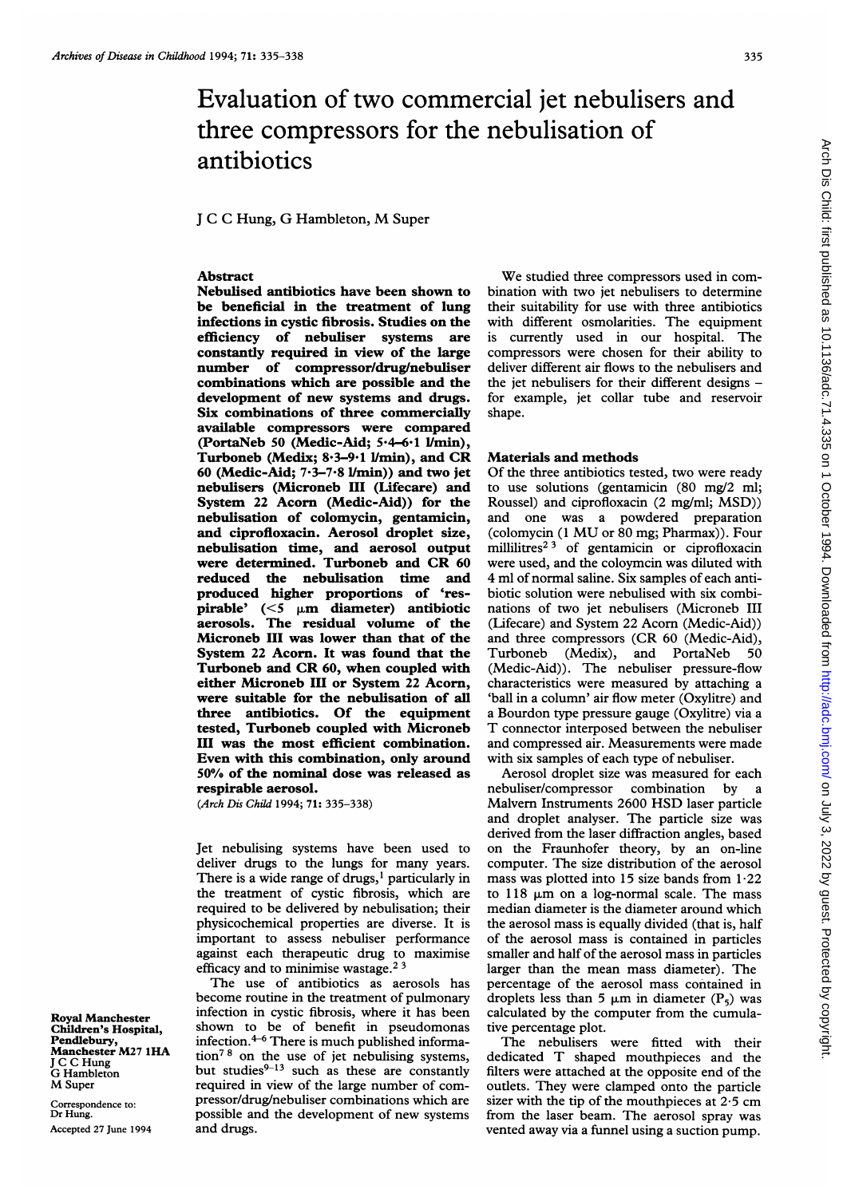# Evaluation of two commercial jet nebulisers and three compressors for the nebulisation of antibiotics

J C C Hung, G Hambleton, M Super

Royal Manchester Children's Hospital, Pendlebury, Manchester M27 1HA
J C C Hung
G Hambleton
M Super

Correspondence to: Dr Hung.

Accepted 27 June 1994

## Abstract

**Nebulised antibiotics have been shown to be beneficial in the treatment of lung infections in cystic fibrosis. Studies on the efficiency of nebuliser systems are constantly required in view of the large number of compressor/drug/nebuliser combinations which are possible and the development of new systems and drugs. Six combinations of three commercially available compressors were compared (PortaNeb 50 (Medic-Aid; 5·4–6·1 l/min), Turboneb (Medix; 8·3–9·1 l/min), and CR 60 (Medic-Aid; 7·3–7·8 l/min)) and two jet nebulisers (Microneb III (Lifecare) and System 22 Acorn (Medic-Aid)) for the nebulisation of colomycin, gentamicin, and ciprofloxacin. Aerosol droplet size, nebulisation time, and aerosol output were determined. Turboneb and CR 60 reduced the nebulisation time and produced higher proportions of 'respirable' (<5 µm diameter) antibiotic aerosols. The residual volume of the Microneb III was lower than that of the System 22 Acorn. It was found that the Turboneb and CR 60, when coupled with either Microneb III or System 22 Acorn, were suitable for the nebulisation of all three antibiotics. Of the equipment tested, Turboneb coupled with Microneb III was the most efficient combination. Even with this combination, only around 50% of the nominal dose was released as respirable aerosol.**

(*Arch Dis Child* 1994; **71:** 335–338)

Jet nebulising systems have been used to deliver drugs to the lungs for many years. There is a wide range of drugs,[1] particularly in the treatment of cystic fibrosis, which are required to be delivered by nebulisation; their physicochemical properties are diverse. It is important to assess nebuliser performance against each therapeutic drug to maximise efficacy and to minimise wastage.[2 3]

The use of antibiotics as aerosols has become routine in the treatment of pulmonary infection in cystic fibrosis, where it has been shown to be of benefit in pseudomonas infection.[4–6] There is much published information[7 8] on the use of jet nebulising systems, but studies[9–13] such as these are constantly required in view of the large number of compressor/drug/nebuliser combinations which are possible and the development of new systems and drugs.

We studied three compressors used in combination with two jet nebulisers to determine their suitability for use with three antibiotics with different osmolarities. The equipment is currently used in our hospital. The compressors were chosen for their ability to deliver different air flows to the nebulisers and the jet nebulisers for their different designs – for example, jet collar tube and reservoir shape.

## Materials and methods

Of the three antibiotics tested, two were ready to use solutions (gentamicin (80 mg/2 ml; Roussel) and ciprofloxacin (2 mg/ml; MSD)) and one was a powdered preparation (colymcin (1 MU or 80 mg; Pharmax)). Four millilitres[2 3] of gentamicin or ciprofloxacin were used, and the coloymcin was diluted with 4 ml of normal saline. Six samples of each antibiotic solution were nebulised with six combinations of two jet nebulisers (Microneb III (Lifecare) and System 22 Acorn (Medic-Aid)) and three compressors (CR 60 (Medic-Aid), Turboneb (Medix), and PortaNeb 50 (Medic-Aid)). The nebuliser pressure-flow characteristics were measured by attaching a 'ball in a column' air flow meter (Oxylitre) and a Bourdon type pressure gauge (Oxylitre) via a T connector interposed between the nebuliser and compressed air. Measurements were made with six samples of each type of nebuliser.

Aerosol droplet size was measured for each nebuliser/compressor combination by a Malvern Instruments 2600 HSD laser particle and droplet analyser. The particle size was derived from the laser diffraction angles, based on the Fraunhofer theory, by an on-line computer. The size distribution of the aerosol mass was plotted into 15 size bands from 1·22 to 118 µm on a log-normal scale. The mass median diameter is the diameter around which the aerosol mass is equally divided (that is, half of the aerosol mass is contained in particles smaller and half of the aerosol mass in particles larger than the mean mass diameter). The percentage of the aerosol mass contained in droplets less than 5 µm in diameter ($P_5$) was calculated by the computer from the cumulative percentage plot.

The nebulisers were fitted with their dedicated T shaped mouthpieces and the filters were attached at the opposite end of the outlets. They were clamped onto the particle sizer with the tip of the mouthpieces at 2·5 cm from the laser beam. The aerosol spray was vented away via a funnel using a suction pump.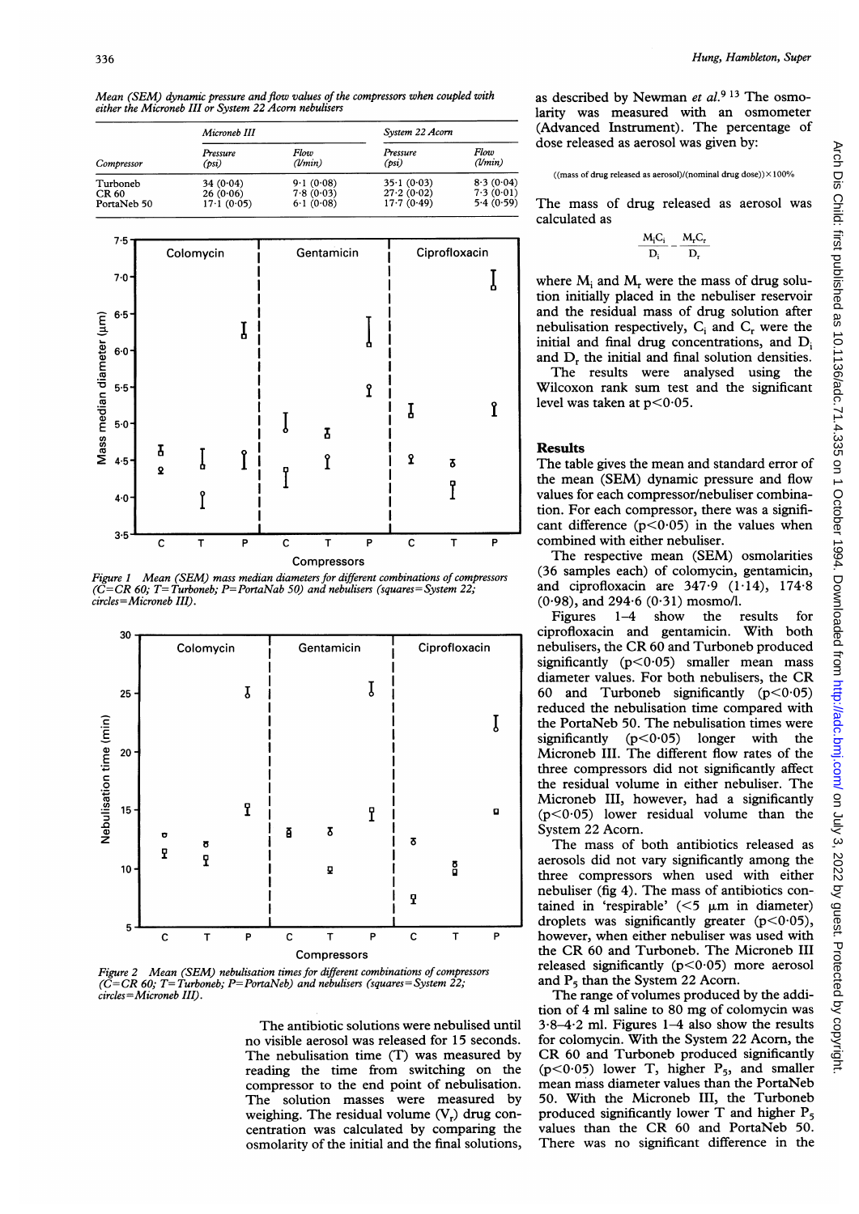Mean (SEM) dynamic pressure and flow values of the compressors when coupled with either the Microneb III or System 22 Acorn nebulisers

| Compressor | Microneb III | | System 22 Acorn | |
|---|---|---|---|---|
| | Pressure (psi) | Flow (l/min) | Pressure (psi) | Flow (l/min) |
| Turboneb | 34 (0·04) | 9·1 (0·08) | 35·1 (0·03) | 8·3 (0·04) |
| CR 60 | 26 (0·06) | 7·8 (0·03) | 27·2 (0·02) | 7·3 (0·01) |
| PortaNeb 50 | 17·1 (0·05) | 6·1 (0·08) | 17·7 (0·49) | 5·4 (0·59) |

Figure 1 Mean (SEM) mass median diameters for different combinations of compressors (C=CR 60; T=Turboneb; P=PortaNab 50) and nebulisers (squares=System 22; circles=Microneb III).

Figure 2 Mean (SEM) nebulisation times for different combinations of compressors (C=CR 60; T=Turboneb; P=PortaNeb) and nebulisers (squares=System 22; circles=Microneb III).

The antibiotic solutions were nebulised until no visible aerosol was released for 15 seconds. The nebulisation time (T) was measured by reading the time from switching on the compressor to the end point of nebulisation. The solution masses were measured by weighing. The residual volume ($V_r$) drug concentration was calculated by comparing the osmolarity of the initial and the final solutions, as described by Newman *et al.*[9 13] The osmolarity was measured with an osmometer (Advanced Instrument). The percentage of dose released as aerosol was given by:

((mass of drug released as aerosol)/(nominal drug dose))×100%

The mass of drug released as aerosol was calculated as

$$\frac{M_i C_i}{D_i} - \frac{M_r C_r}{D_r}$$

where $M_i$ and $M_r$ were the mass of drug solution initially placed in the nebuliser reservoir and the residual mass of drug solution after nebulisation respectively, $C_i$ and $C_r$ were the initial and final drug concentrations, and $D_i$ and $D_r$ the initial and final solution densities.

The results were analysed using the Wilcoxon rank sum test and the significant level was taken at $p<0·05$.

## Results

The table gives the mean and standard error of the mean (SEM) dynamic pressure and flow values for each compressor/nebuliser combination. For each compressor, there was a significant difference ($p<0·05$) in the values when combined with either nebuliser.

The respective mean (SEM) osmolarities (36 samples each) of colomycin, gentamicin, and ciprofloxacin are 347·9 (1·14), 174·8 (0·98), and 294·6 (0·31) mosmo/l.

Figures 1–4 show the results for ciprofloxacin and gentamicin. With both nebulisers, the CR 60 and Turboneb produced significantly ($p<0·05$) smaller mean mass diameter values. For both nebulisers, the CR 60 and Turboneb significantly ($p<0·05$) reduced the nebulisation time compared with the PortaNeb 50. The nebulisation times were significantly ($p<0·05$) longer with the Microneb III. The different flow rates of the three compressors did not significantly affect the residual volume in either nebuliser. The Microneb III, however, had a significantly ($p<0·05$) lower residual volume than the System 22 Acorn.

The mass of both antibiotics released as aerosols did not vary significantly among the three compressors when used with either nebuliser (fig 4). The mass of antibiotics contained in 'respirable' (<5 μm in diameter) droplets was significantly greater ($p<0·05$), however, when either nebuliser was used with the CR 60 and Turboneb. The Microneb III released significantly ($p<0·05$) more aerosol and $P_5$ than the System 22 Acorn.

The range of volumes produced by the addition of 4 ml saline to 80 mg of colomycin was 3·8–4·2 ml. Figures 1–4 also show the results for colomycin. With the System 22 Acorn, the CR 60 and Turboneb produced significantly ($p<0·05$) lower T, higher $P_5$, and smaller mean mass diameter values than the PortaNeb 50. With the Microneb III, the Turboneb produced significantly lower T and higher $P_5$ values than the CR 60 and PortaNeb 50. There was no significant difference in the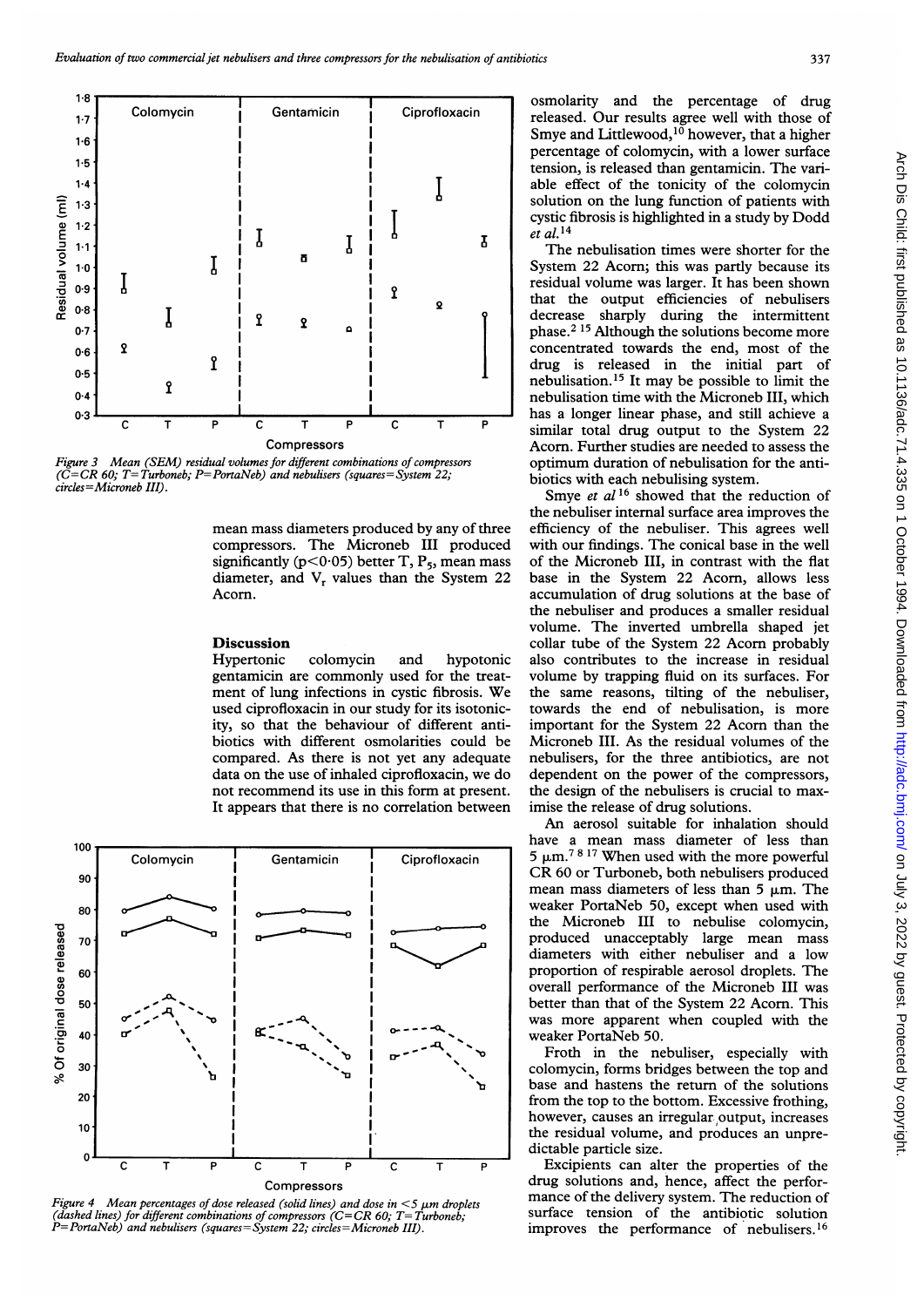Figure 3 Mean (SEM) residual volumes for different combinations of compressors (C=CR 60; T=Turboneb; P=PortaNeb) and nebulisers (squares=System 22; circles=Microneb III).

mean mass diameters produced by any of three compressors. The Microneb III produced significantly ($p<0.05$) better T, $P_5$, mean mass diameter, and $V_r$ values than the System 22 Acorn.

## Discussion

Hypertonic colomycin and hypotonic gentamicin are commonly used for the treatment of lung infections in cystic fibrosis. We used ciprofloxacin in our study for its isotonicity, so that the behaviour of different antibiotics with different osmolarities could be compared. As there is not yet any adequate data on the use of inhaled ciprofloxacin, we do not recommend its use in this form at present. It appears that there is no correlation between osmolarity and the percentage of drug released. Our results agree well with those of Smye and Littlewood,[10] however, that a higher percentage of colomycin, with a lower surface tension, is released than gentamicin. The variable effect of the tonicity of the colomycin solution on the lung function of patients with cystic fibrosis is highlighted in a study by Dodd *et al*.[14]

The nebulisation times were shorter for the System 22 Acorn; this was partly because its residual volume was larger. It has been shown that the output efficiencies of nebulisers decrease sharply during the intermittent phase.[2 15] Although the solutions become more concentrated towards the end, most of the drug is released in the initial part of nebulisation.[15] It may be possible to limit the nebulisation time with the Microneb III, which has a longer linear phase, and still achieve a similar total drug output to the System 22 Acorn. Further studies are needed to assess the optimum duration of nebulisation for the antibiotics with each nebulising system.

Smye *et al*[16] showed that the reduction of the nebuliser internal surface area improves the efficiency of the nebuliser. This agrees well with our findings. The conical base in the well of the Microneb III, in contrast with the flat base in the System 22 Acorn, allows less accumulation of drug solutions at the base of the nebuliser and produces a smaller residual volume. The inverted umbrella shaped jet collar tube of the System 22 Acorn probably also contributes to the increase in residual volume by trapping fluid on its surfaces. For the same reasons, tilting of the nebuliser, towards the end of nebulisation, is more important for the System 22 Acorn than the Microneb III. As the residual volumes of the nebulisers, for the three antibiotics, are not dependent on the power of the compressors, the design of the nebulisers is crucial to maximise the release of drug solutions.

An aerosol suitable for inhalation should have a mean mass diameter of less than 5 μm.[7 8 17] When used with the more powerful CR 60 or Turboneb, both nebulisers produced mean mass diameters of less than 5 μm. The weaker PortaNeb 50, except when used with the Microneb III to nebulise colomycin, produced unacceptably large mean mass diameters with either nebuliser and a low proportion of respirable aerosol droplets. The overall performance of the Microneb III was better than that of the System 22 Acorn. This was more apparent when coupled with the weaker PortaNeb 50.

Froth in the nebuliser, especially with colomycin, forms bridges between the top and base and hastens the return of the solutions from the top to the bottom. Excessive frothing, however, causes an irregular output, increases the residual volume, and produces an unpredictable particle size.

Excipients can alter the properties of the drug solutions and, hence, affect the performance of the delivery system. The reduction of surface tension of the antibiotic solution improves the performance of nebulisers.[16]

Figure 4 Mean percentages of dose released (solid lines) and dose in <5 μm droplets (dashed lines) for different combinations of compressors (C=CR 60; T=Turboneb; P=PortaNeb) and nebulisers (squares=System 22; circles=Microneb III).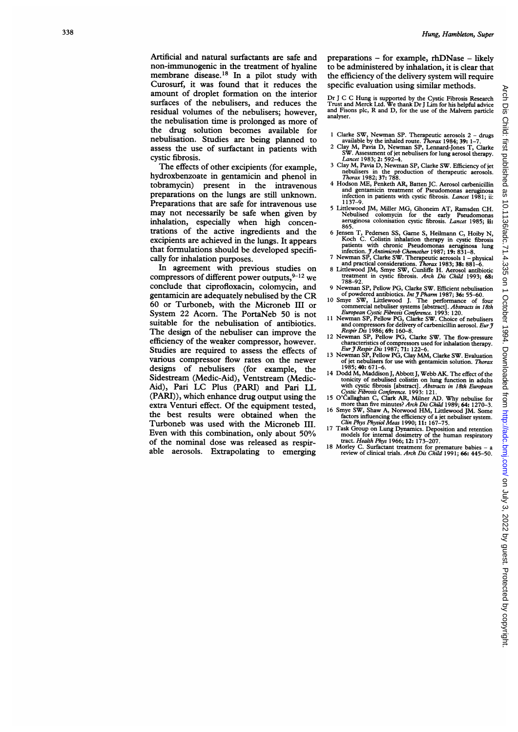Artificial and natural surfactants are safe and non-immunogenic in the treatment of hyaline membrane disease.[18] In a pilot study with Curosurf, it was found that it reduces the amount of droplet formation on the interior surfaces of the nebulisers, and reduces the residual volumes of the nebulisers; however, the nebulisation time is prolonged as more of the drug solution becomes available for nebulisation. Studies are being planned to assess the use of surfactant in patients with cystic fibrosis.

The effects of other excipients (for example, hydroxbenzoate in gentamicin and phenol in tobramycin) present in the intravenous preparations on the lungs are still unknown. Preparations that are safe for intravenous use may not necessarily be safe when given by inhalation, especially when high concentrations of the active ingredients and the excipients are achieved in the lungs. It appears that formulations should be developed specifically for inhalation purposes.

In agreement with previous studies on compressors of different power outputs,[9-12] we conclude that ciprofloxacin, colomycin, and gentamicin are adequately nebulised by the CR 60 or Turboneb, with the Microneb III or System 22 Acorn. The PortaNeb 50 is not suitable for the nebulisation of antibiotics. The design of the nebuliser can improve the efficiency of the weaker compressor, however. Studies are required to assess the effects of various compressor flow rates on the newer designs of nebulisers (for example, the Sidestream (Medic-Aid), Ventstream (Medic-Aid), Pari LC Plus (PARI) and Pari LL (PARI)), which enhance drug output using the extra Venturi effect. Of the equipment tested, the best results were obtained when the Turboneb was used with the Microneb III. Even with this combination, only about 50% of the nominal dose was released as respirable aerosols. Extrapolating to emerging preparations – for example, rhDNase – likely to be administered by inhalation, it is clear that the efficiency of the delivery system will require specific evaluation using similar methods.

Dr J C C Hung is supported by the Cystic Fibrosis Research Trust and Merck Ltd. We thank Dr J Lim for his helpful advice and Fisons plc, R and D, for the use of the Malvern particle analyser.

1 Clarke SW, Newman SP. Therapeutic aerosols 2 – drugs available by the inhaled route. *Thorax* 1984; **39:** 1–7.
2 Clay M, Pavia D, Newman SP, Lennard-Jones T, Clarke SW. Assessment of jet nebulisers for lung aerosol therapy. *Lancet* 1983; **2:** 592–4.
3 Clay M, Pavia D, Newman SP, Clarke SW. Efficiency of jet nebulisers in the production of therapeutic aerosols. *Thorax* 1982; **37:** 788.
4 Hodson ME, Penketh AR, Batten JC. Aerosol carbenicillin and gentamicin treatment of Pseudomonas aeruginosa infection in patients with cystic fibrosis. *Lancet* 1981; **ii:** 1137–9.
5 Littlewood JM, Miller MG, Ghoneim AT, Ramsden CH. Nebulised colomycin for the early Pseudomonas aeruginosa colonisation cystic fibrosis. *Lancet* 1985; **ii:** 865.
6 Jensen T, Pedersen SS, Garne S, Heilmann C, Hoiby N, Koch C. Colistin inhalation therapy in cystic fibrosis patients with chronic Pseudomonas aeruginosa lung infection. *J Antimicrob Chemother* 1987; **19:** 831–8.
7 Newman SP, Clarke SW. Therapeutic aerosols 1 – physical and practical considerations. *Thorax* 1983; **38:** 881–6.
8 Littlewood JM, Smye SW, Cunliffe H. Aerosol antibiotic treatment in cystic fibrosis. *Arch Dis Child* 1993; **68:** 788–92.
9 Newman SP, Pellow PG, Clarke SW. Efficient nebulisation of powdered antibiotics. *Int J Pharm* 1987; **36:** 55–60.
10 Smye SW, Littlewood J. The performance of four commercial nebuliser systems [abstract]. *Abstracts in 18th European Cystic Fibrosis Conference.* 1993: 120.
11 Newman SP, Pellow PG, Clarke SW. Choice of nebulisers and compressors for delivery of carbenicillin aerosol. *Eur J Respir Dis* 1986; **69:** 160–8.
12 Newman SP, Pellow PG, Clarke SW. The flow-pressure characteristics of compressors used for inhalation therapy. *Eur J Respir Dis* 1987; **71:** 122–6.
13 Newman SP, Pellow PG, Clay MM, Clarke SW. Evaluation of jet nebulisers for use with gentamicin solution. *Thorax* 1985; **40:** 671–6.
14 Dodd M, Maddison J, Abbott J, Webb AK. The effect of the tonicity of nebulised colistin on lung function in adults with cystic fibrosis [abstract]. *Abstracts in 18th European Cystic Fibrosis Conference.* 1993: 121.
15 O'Callaghan C, Clark AR, Milner AD. Why nebulise for more than five minutes? *Arch Dis Child* 1989; **64:** 1270–3.
16 Smye SW, Shaw A, Norwood HM, Littlewood JM. Some factors influencing the efficiency of a jet nebuliser system. *Clin Phys Physiol Meas* 1990; **11:** 167–75.
17 Task Group on Lung Dynamics. Deposition and retention models for internal dosimetry of the human respiratory tract. *Health Phys* 1966; **12:** 173–207.
18 Morley C. Surfactant treatment for premature babies – a review of clinical trials. *Arch Dis Child* 1991; **66:** 445–50.